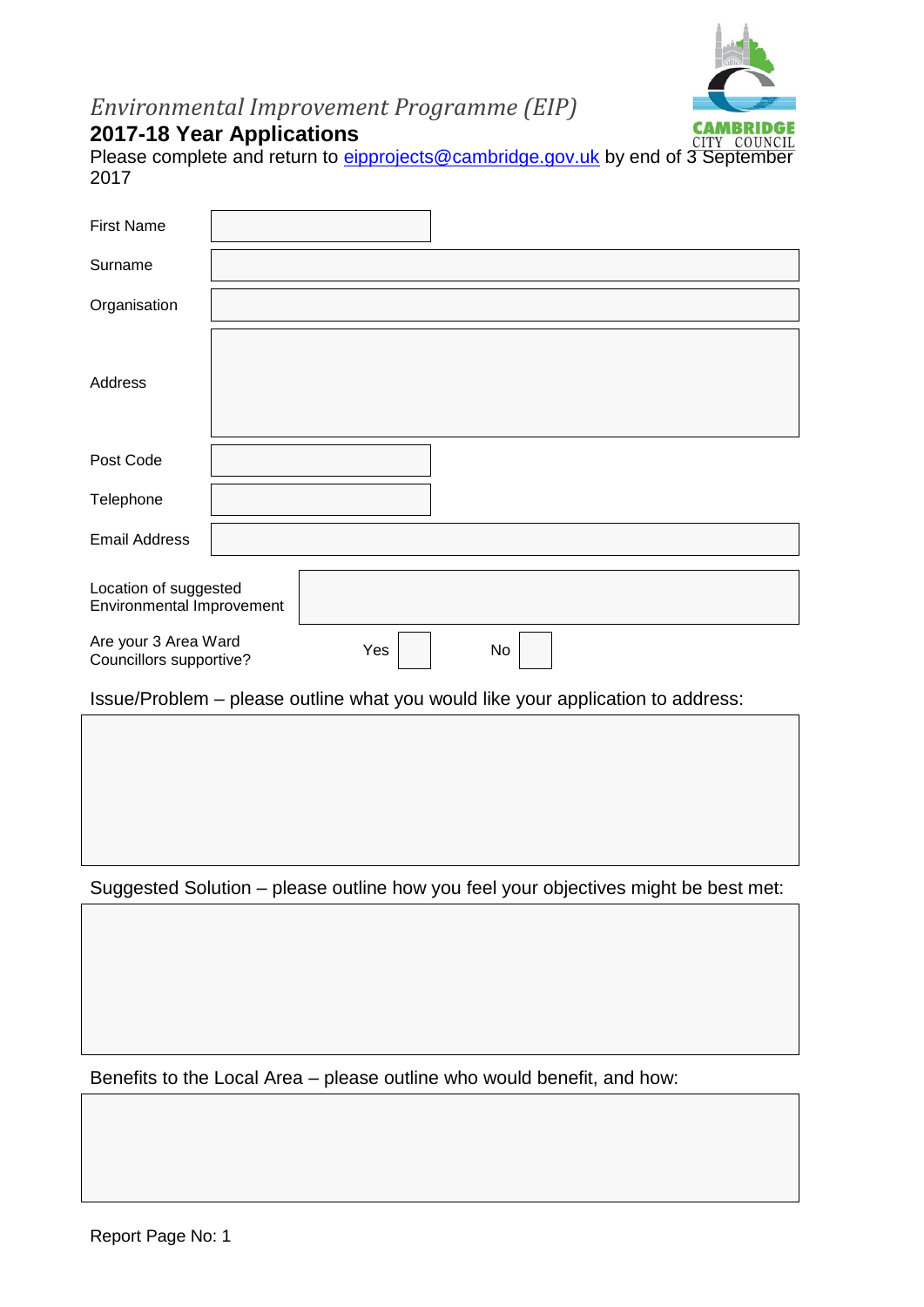*Environmental Improvement Programme (EIP)*

## 2017-18 Year Applications

CAMBRIDGE CITY COUNCIL

Please complete and return to eipprojects@cambridge.gov.uk by end of 3 September 2017

| | |
|---|---|
| First Name | |
| Surname | |
| Organisation | |
| Address | |
| Post Code | |
| Telephone | |
| Email Address | |

| | |
|---|---|
| Location of suggested Environmental Improvement | |

Are your 3 Area Ward Councillors supportive? Yes ☐ No ☐

Issue/Problem – please outline what you would like your application to address:

| |
|---|
| |

Suggested Solution – please outline how you feel your objectives might be best met:

| |
|---|
| |

Benefits to the Local Area – please outline who would benefit, and how:

| |
|---|
| |

Report Page No: 1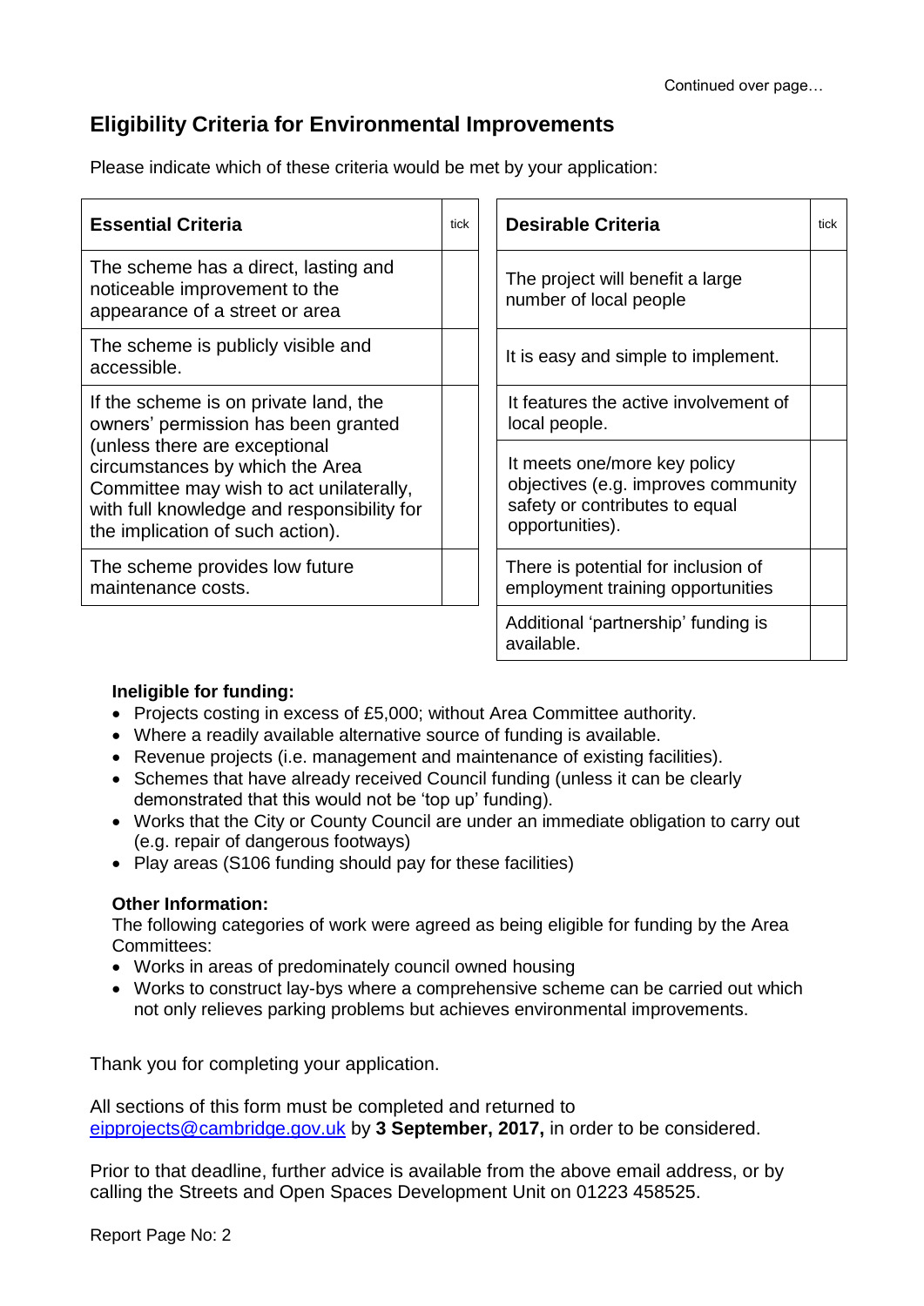Continued over page…

## Eligibility Criteria for Environmental Improvements

Please indicate which of these criteria would be met by your application:

| **Essential Criteria** | tick |
|---|---|
| The scheme has a direct, lasting and noticeable improvement to the appearance of a street or area | |
| The scheme is publicly visible and accessible. | |
| If the scheme is on private land, the owners' permission has been granted (unless there are exceptional circumstances by which the Area Committee may wish to act unilaterally, with full knowledge and responsibility for the implication of such action). | |
| The scheme provides low future maintenance costs. | |

| **Desirable Criteria** | tick |
|---|---|
| The project will benefit a large number of local people | |
| It is easy and simple to implement. | |
| It features the active involvement of local people. | |
| It meets one/more key policy objectives (e.g. improves community safety or contributes to equal opportunities). | |
| There is potential for inclusion of employment training opportunities | |
| Additional 'partnership' funding is available. | |

**Ineligible for funding:**

- Projects costing in excess of £5,000; without Area Committee authority.
- Where a readily available alternative source of funding is available.
- Revenue projects (i.e. management and maintenance of existing facilities).
- Schemes that have already received Council funding (unless it can be clearly demonstrated that this would not be 'top up' funding).
- Works that the City or County Council are under an immediate obligation to carry out (e.g. repair of dangerous footways)
- Play areas (S106 funding should pay for these facilities)

**Other Information:**

The following categories of work were agreed as being eligible for funding by the Area Committees:

- Works in areas of predominately council owned housing
- Works to construct lay-bys where a comprehensive scheme can be carried out which not only relieves parking problems but achieves environmental improvements.

Thank you for completing your application.

All sections of this form must be completed and returned to eipprojects@cambridge.gov.uk by **3 September, 2017,** in order to be considered.

Prior to that deadline, further advice is available from the above email address, or by calling the Streets and Open Spaces Development Unit on 01223 458525.

Report Page No: 2